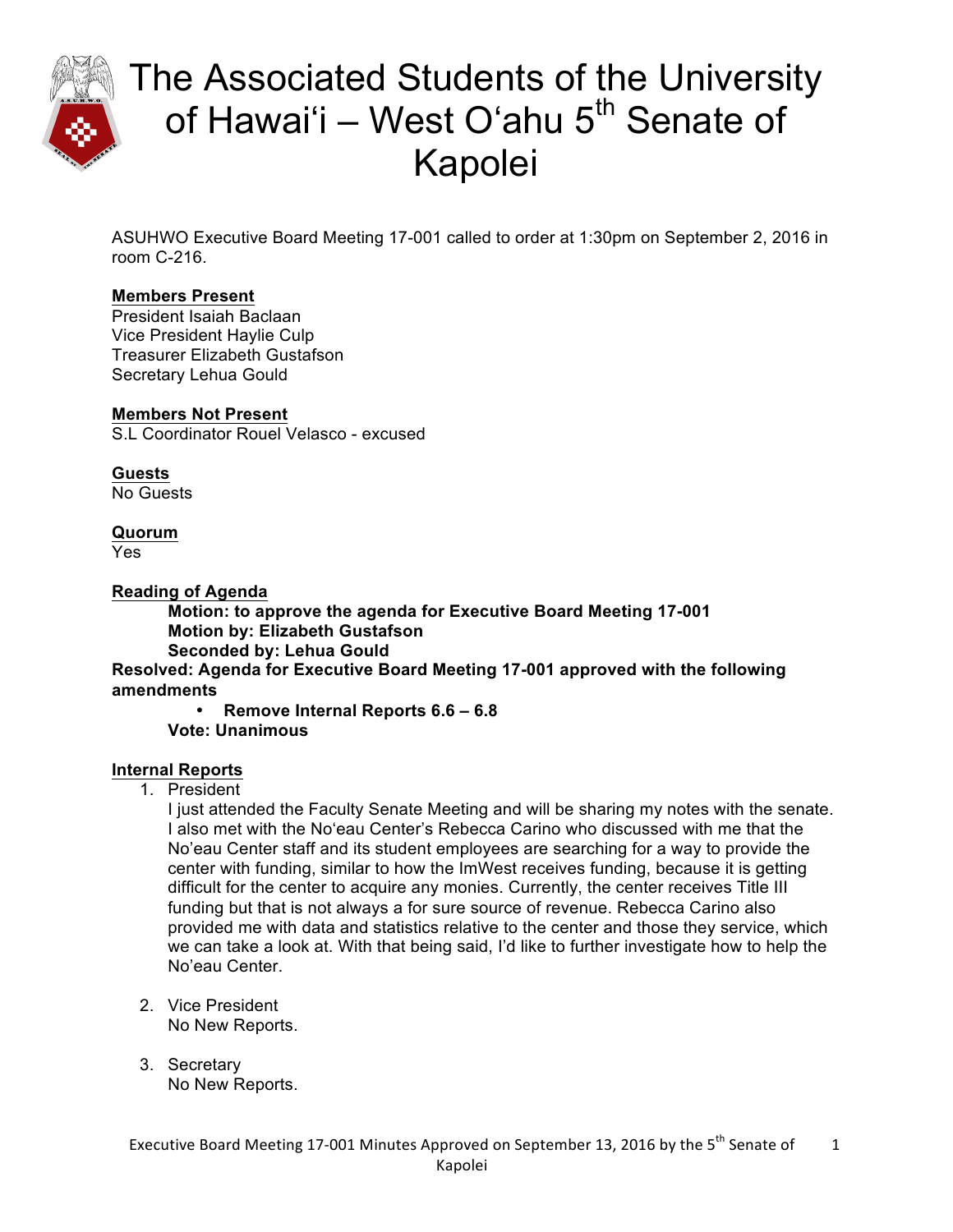# The Associated Students of the University of Hawaiʻi – West Oʻahu 5th Senate of Kapolei

ASUHWO Executive Board Meeting 17-001 called to order at 1:30pm on September 2, 2016 in room C-216.

**Members Present**
President Isaiah Baclaan
Vice President Haylie Culp
Treasurer Elizabeth Gustafson
Secretary Lehua Gould

**Members Not Present**
S.L Coordinator Rouel Velasco - excused

**Guests**
No Guests

**Quorum**
Yes

**Reading of Agenda**

> **Motion: to approve the agenda for Executive Board Meeting 17-001**
> **Motion by: Elizabeth Gustafson**
> **Seconded by: Lehua Gould**

**Resolved: Agenda for Executive Board Meeting 17-001 approved with the following amendments**

- **Remove Internal Reports 6.6 – 6.8**

> **Vote: Unanimous**

**Internal Reports**

1. President
   I just attended the Faculty Senate Meeting and will be sharing my notes with the senate. I also met with the Noʻeau Center's Rebecca Carino who discussed with me that the No'eau Center staff and its student employees are searching for a way to provide the center with funding, similar to how the ImWest receives funding, because it is getting difficult for the center to acquire any monies. Currently, the center receives Title III funding but that is not always a for sure source of revenue. Rebecca Carino also provided me with data and statistics relative to the center and those they service, which we can take a look at. With that being said, I'd like to further investigate how to help the No'eau Center.

2. Vice President
   No New Reports.

3. Secretary
   No New Reports.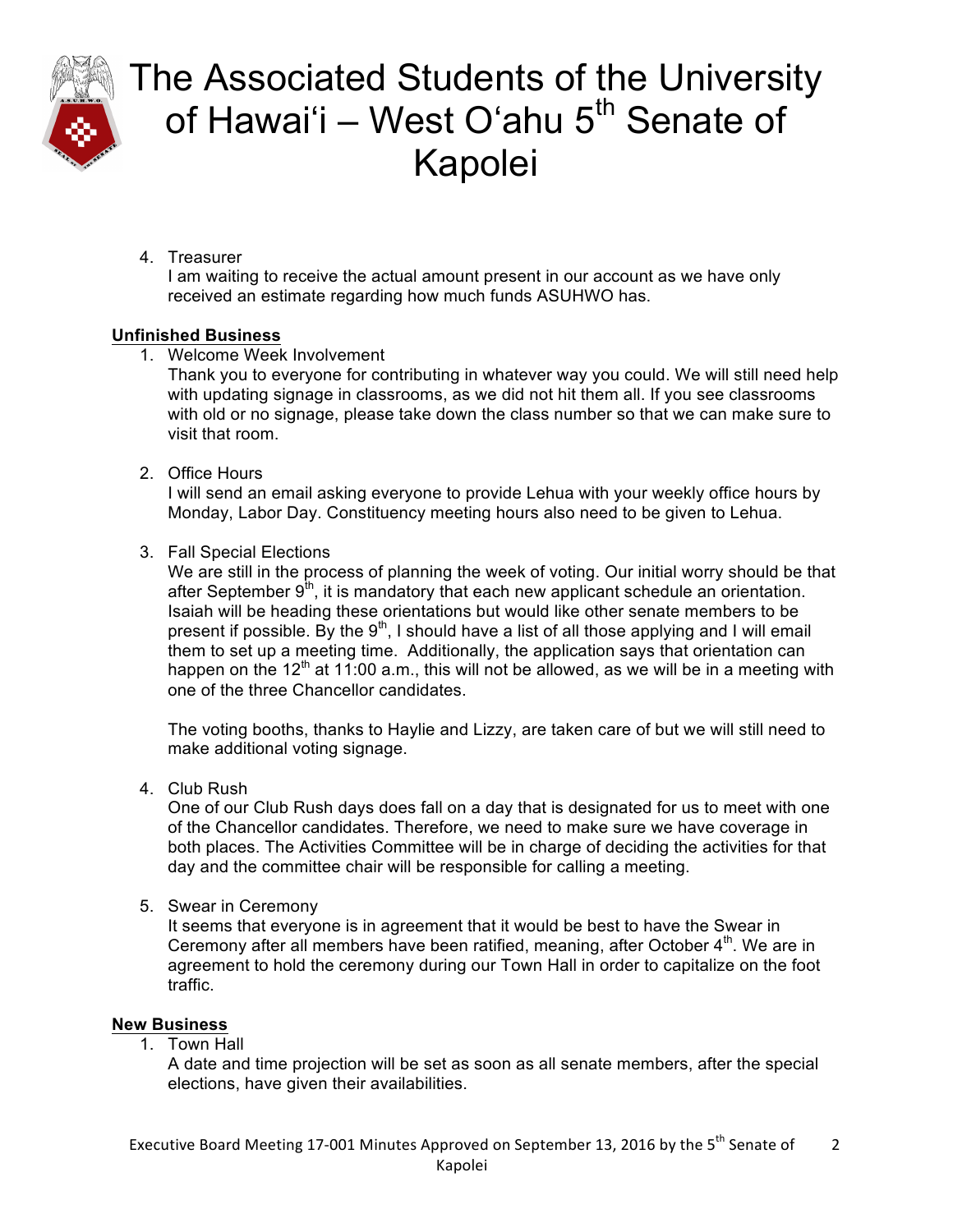4. Treasurer
   I am waiting to receive the actual amount present in our account as we have only received an estimate regarding how much funds ASUHWO has.

## Unfinished Business

1. Welcome Week Involvement
   Thank you to everyone for contributing in whatever way you could. We will still need help with updating signage in classrooms, as we did not hit them all. If you see classrooms with old or no signage, please take down the class number so that we can make sure to visit that room.

2. Office Hours
   I will send an email asking everyone to provide Lehua with your weekly office hours by Monday, Labor Day. Constituency meeting hours also need to be given to Lehua.

3. Fall Special Elections
   We are still in the process of planning the week of voting. Our initial worry should be that after September 9th, it is mandatory that each new applicant schedule an orientation. Isaiah will be heading these orientations but would like other senate members to be present if possible. By the 9th, I should have a list of all those applying and I will email them to set up a meeting time. Additionally, the application says that orientation can happen on the 12th at 11:00 a.m., this will not be allowed, as we will be in a meeting with one of the three Chancellor candidates.

   The voting booths, thanks to Haylie and Lizzy, are taken care of but we will still need to make additional voting signage.

4. Club Rush
   One of our Club Rush days does fall on a day that is designated for us to meet with one of the Chancellor candidates. Therefore, we need to make sure we have coverage in both places. The Activities Committee will be in charge of deciding the activities for that day and the committee chair will be responsible for calling a meeting.

5. Swear in Ceremony
   It seems that everyone is in agreement that it would be best to have the Swear in Ceremony after all members have been ratified, meaning, after October 4th. We are in agreement to hold the ceremony during our Town Hall in order to capitalize on the foot traffic.

## New Business

1. Town Hall
   A date and time projection will be set as soon as all senate members, after the special elections, have given their availabilities.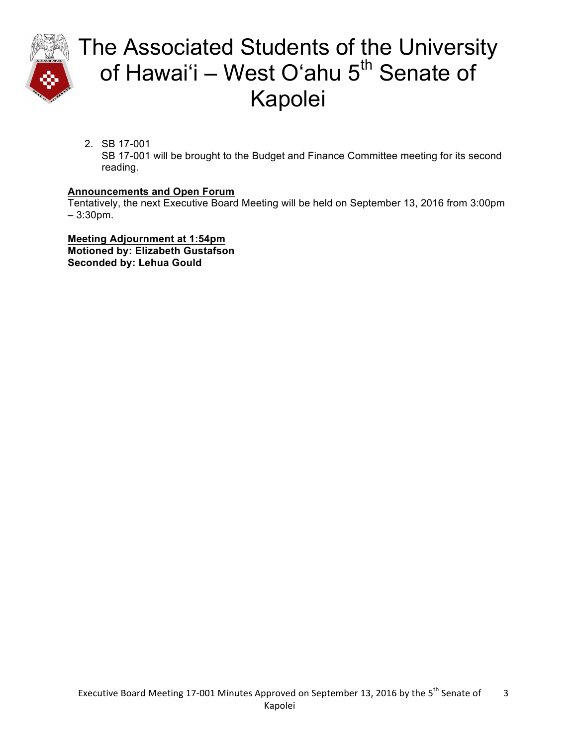2. SB 17-001
   SB 17-001 will be brought to the Budget and Finance Committee meeting for its second reading.

**Announcements and Open Forum**

Tentatively, the next Executive Board Meeting will be held on September 13, 2016 from 3:00pm – 3:30pm.

**Meeting Adjournment at 1:54pm**
**Motioned by: Elizabeth Gustafson**
**Seconded by: Lehua Gould**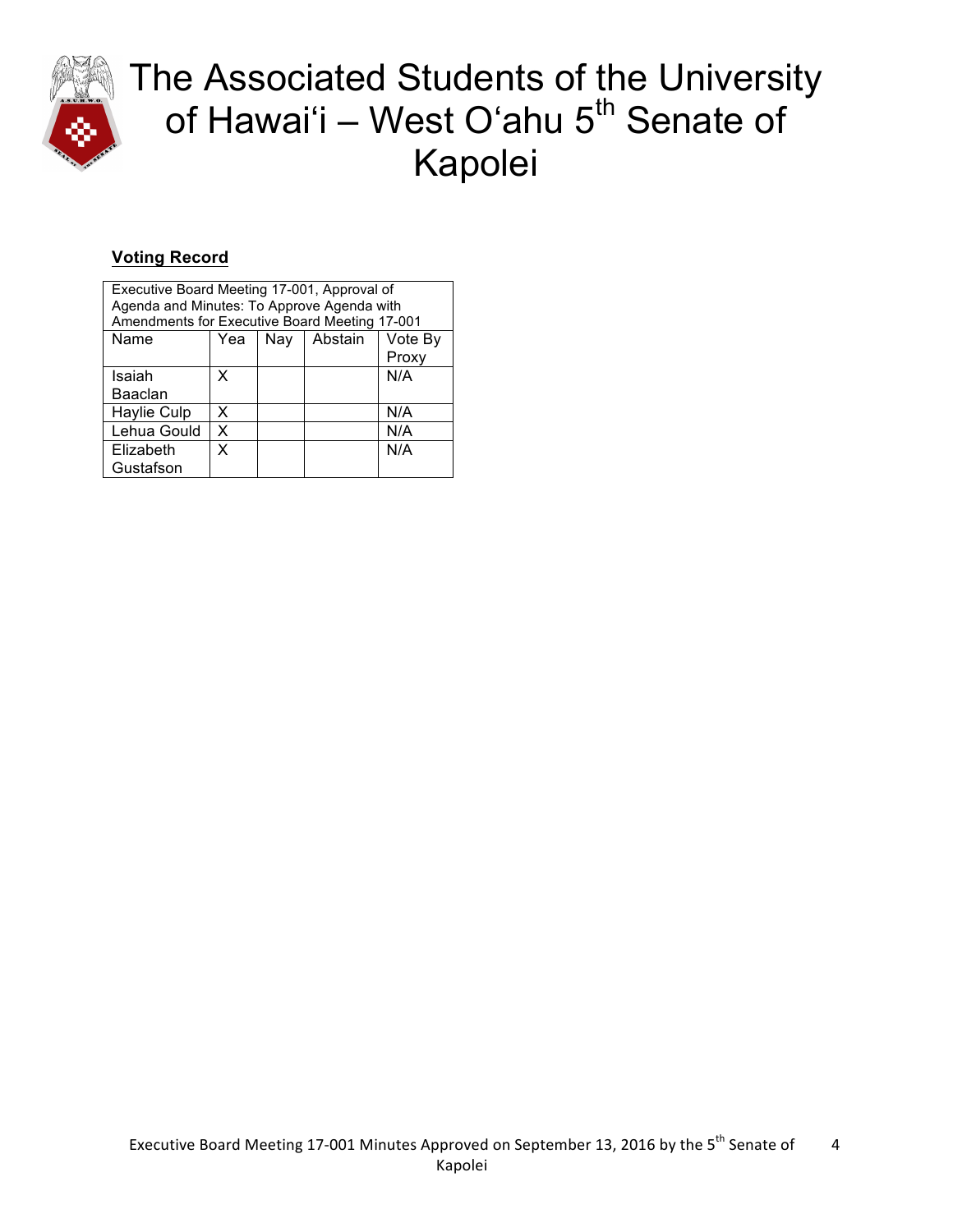## Voting Record

| Executive Board Meeting 17-001, Approval of Agenda and Minutes: To Approve Agenda with Amendments for Executive Board Meeting 17-001 | | | | |
|---|---|---|---|---|
| Name | Yea | Nay | Abstain | Vote By Proxy |
| Isaiah Baaclan | X | | | N/A |
| Haylie Culp | X | | | N/A |
| Lehua Gould | X | | | N/A |
| Elizabeth Gustafson | X | | | N/A |